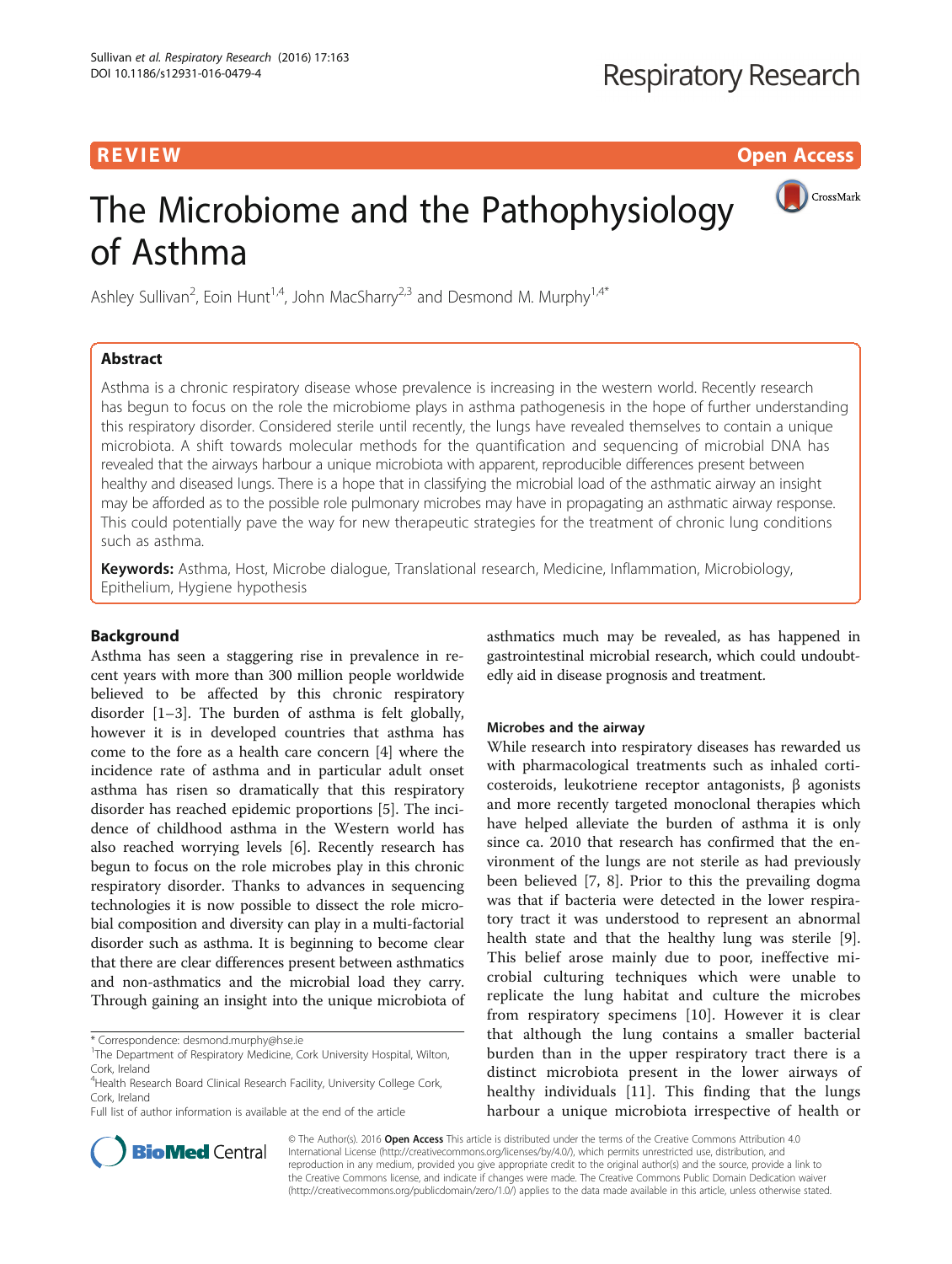REVIEW Open Access

# The Microbiome and the Pathophysiology of Asthma

Ashley Sullivan[2], Eoin Hunt[1,4], John MacSharry[2,3] and Desmond M. Murphy[1,4*]

## Abstract

Asthma is a chronic respiratory disease whose prevalence is increasing in the western world. Recently research has begun to focus on the role the microbiome plays in asthma pathogenesis in the hope of further understanding this respiratory disorder. Considered sterile until recently, the lungs have revealed themselves to contain a unique microbiota. A shift towards molecular methods for the quantification and sequencing of microbial DNA has revealed that the airways harbour a unique microbiota with apparent, reproducible differences present between healthy and diseased lungs. There is a hope that in classifying the microbial load of the asthmatic airway an insight may be afforded as to the possible role pulmonary microbes may have in propagating an asthmatic airway response. This could potentially pave the way for new therapeutic strategies for the treatment of chronic lung conditions such as asthma.

**Keywords:** Asthma, Host, Microbe dialogue, Translational research, Medicine, Inflammation, Microbiology, Epithelium, Hygiene hypothesis

## Background

Asthma has seen a staggering rise in prevalence in recent years with more than 300 million people worldwide believed to be affected by this chronic respiratory disorder [1–3]. The burden of asthma is felt globally, however it is in developed countries that asthma has come to the fore as a health care concern [4] where the incidence rate of asthma and in particular adult onset asthma has risen so dramatically that this respiratory disorder has reached epidemic proportions [5]. The incidence of childhood asthma in the Western world has also reached worrying levels [6]. Recently research has begun to focus on the role microbes play in this chronic respiratory disorder. Thanks to advances in sequencing technologies it is now possible to dissect the role microbial composition and diversity can play in a multi-factorial disorder such as asthma. It is beginning to become clear that there are clear differences present between asthmatics and non-asthmatics and the microbial load they carry. Through gaining an insight into the unique microbiota of asthmatics much may be revealed, as has happened in gastrointestinal microbial research, which could undoubtedly aid in disease prognosis and treatment.

### Microbes and the airway

While research into respiratory diseases has rewarded us with pharmacological treatments such as inhaled corticosteroids, leukotriene receptor antagonists, β agonists and more recently targeted monoclonal therapies which have helped alleviate the burden of asthma it is only since ca. 2010 that research has confirmed that the environment of the lungs are not sterile as had previously been believed [7, 8]. Prior to this the prevailing dogma was that if bacteria were detected in the lower respiratory tract it was understood to represent an abnormal health state and that the healthy lung was sterile [9]. This belief arose mainly due to poor, ineffective microbial culturing techniques which were unable to replicate the lung habitat and culture the microbes from respiratory specimens [10]. However it is clear that although the lung contains a smaller bacterial burden than in the upper respiratory tract there is a distinct microbiota present in the lower airways of healthy individuals [11]. This finding that the lungs harbour a unique microbiota irrespective of health or

\* Correspondence: desmond.murphy@hse.ie
[1]The Department of Respiratory Medicine, Cork University Hospital, Wilton, Cork, Ireland
[4]Health Research Board Clinical Research Facility, University College Cork, Cork, Ireland
Full list of author information is available at the end of the article

© The Author(s). 2016 **Open Access** This article is distributed under the terms of the Creative Commons Attribution 4.0 International License (http://creativecommons.org/licenses/by/4.0/), which permits unrestricted use, distribution, and reproduction in any medium, provided you give appropriate credit to the original author(s) and the source, provide a link to the Creative Commons license, and indicate if changes were made. The Creative Commons Public Domain Dedication waiver (http://creativecommons.org/publicdomain/zero/1.0/) applies to the data made available in this article, unless otherwise stated.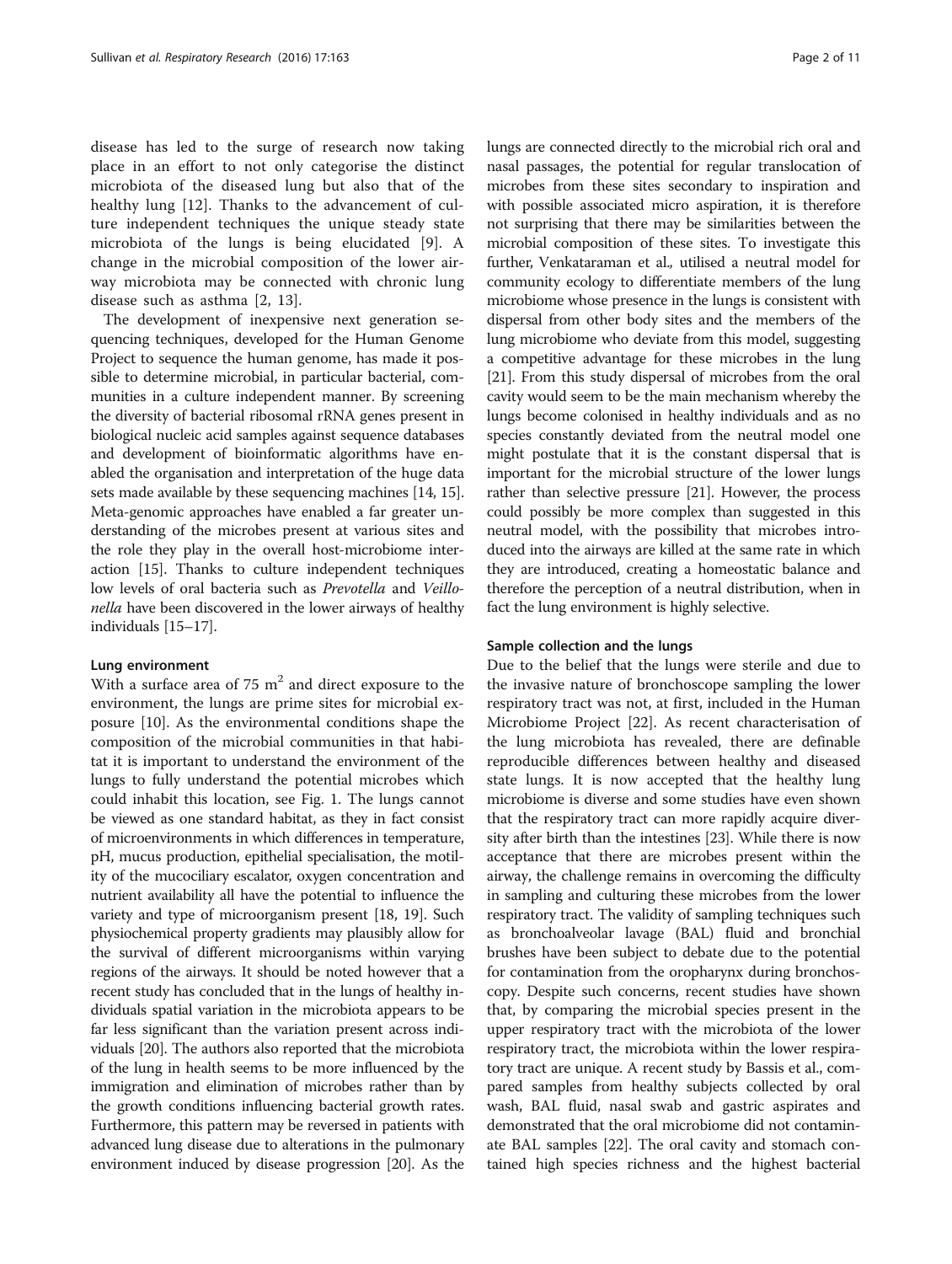disease has led to the surge of research now taking place in an effort to not only categorise the distinct microbiota of the diseased lung but also that of the healthy lung [12]. Thanks to the advancement of culture independent techniques the unique steady state microbiota of the lungs is being elucidated [9]. A change in the microbial composition of the lower airway microbiota may be connected with chronic lung disease such as asthma [2, 13].

The development of inexpensive next generation sequencing techniques, developed for the Human Genome Project to sequence the human genome, has made it possible to determine microbial, in particular bacterial, communities in a culture independent manner. By screening the diversity of bacterial ribosomal rRNA genes present in biological nucleic acid samples against sequence databases and development of bioinformatic algorithms have enabled the organisation and interpretation of the huge data sets made available by these sequencing machines [14, 15]. Meta-genomic approaches have enabled a far greater understanding of the microbes present at various sites and the role they play in the overall host-microbiome interaction [15]. Thanks to culture independent techniques low levels of oral bacteria such as *Prevotella* and *Veillonella* have been discovered in the lower airways of healthy individuals [15–17].

#### Lung environment

With a surface area of 75 $m^2$ and direct exposure to the environment, the lungs are prime sites for microbial exposure [10]. As the environmental conditions shape the composition of the microbial communities in that habitat it is important to understand the environment of the lungs to fully understand the potential microbes which could inhabit this location, see Fig. 1. The lungs cannot be viewed as one standard habitat, as they in fact consist of microenvironments in which differences in temperature, pH, mucus production, epithelial specialisation, the motility of the mucociliary escalator, oxygen concentration and nutrient availability all have the potential to influence the variety and type of microorganism present [18, 19]. Such physiochemical property gradients may plausibly allow for the survival of different microorganisms within varying regions of the airways. It should be noted however that a recent study has concluded that in the lungs of healthy individuals spatial variation in the microbiota appears to be far less significant than the variation present across individuals [20]. The authors also reported that the microbiota of the lung in health seems to be more influenced by the immigration and elimination of microbes rather than by the growth conditions influencing bacterial growth rates. Furthermore, this pattern may be reversed in patients with advanced lung disease due to alterations in the pulmonary environment induced by disease progression [20]. As the lungs are connected directly to the microbial rich oral and nasal passages, the potential for regular translocation of microbes from these sites secondary to inspiration and with possible associated micro aspiration, it is therefore not surprising that there may be similarities between the microbial composition of these sites. To investigate this further, Venkataraman et al., utilised a neutral model for community ecology to differentiate members of the lung microbiome whose presence in the lungs is consistent with dispersal from other body sites and the members of the lung microbiome who deviate from this model, suggesting a competitive advantage for these microbes in the lung [21]. From this study dispersal of microbes from the oral cavity would seem to be the main mechanism whereby the lungs become colonised in healthy individuals and as no species constantly deviated from the neutral model one might postulate that it is the constant dispersal that is important for the microbial structure of the lower lungs rather than selective pressure [21]. However, the process could possibly be more complex than suggested in this neutral model, with the possibility that microbes introduced into the airways are killed at the same rate in which they are introduced, creating a homeostatic balance and therefore the perception of a neutral distribution, when in fact the lung environment is highly selective.

#### Sample collection and the lungs

Due to the belief that the lungs were sterile and due to the invasive nature of bronchoscope sampling the lower respiratory tract was not, at first, included in the Human Microbiome Project [22]. As recent characterisation of the lung microbiota has revealed, there are definable reproducible differences between healthy and diseased state lungs. It is now accepted that the healthy lung microbiome is diverse and some studies have even shown that the respiratory tract can more rapidly acquire diversity after birth than the intestines [23]. While there is now acceptance that there are microbes present within the airway, the challenge remains in overcoming the difficulty in sampling and culturing these microbes from the lower respiratory tract. The validity of sampling techniques such as bronchoalveolar lavage (BAL) fluid and bronchial brushes have been subject to debate due to the potential for contamination from the oropharynx during bronchoscopy. Despite such concerns, recent studies have shown that, by comparing the microbial species present in the upper respiratory tract with the microbiota of the lower respiratory tract, the microbiota within the lower respiratory tract are unique. A recent study by Bassis et al., compared samples from healthy subjects collected by oral wash, BAL fluid, nasal swab and gastric aspirates and demonstrated that the oral microbiome did not contaminate BAL samples [22]. The oral cavity and stomach contained high species richness and the highest bacterial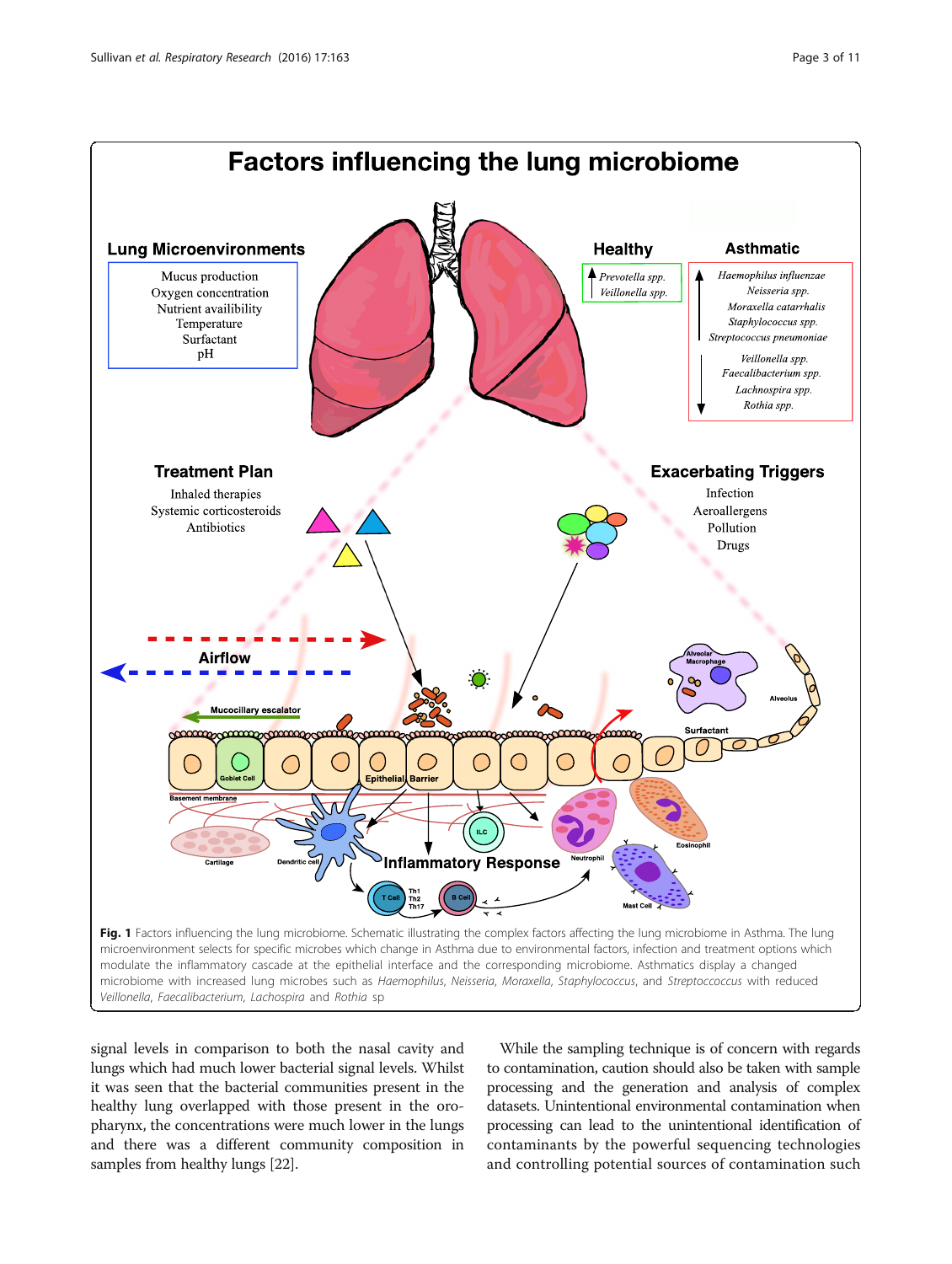**Fig. 1** Factors influencing the lung microbiome. Schematic illustrating the complex factors affecting the lung microbiome in Asthma. The lung microenvironment selects for specific microbes which change in Asthma due to environmental factors, infection and treatment options which modulate the inflammatory cascade at the epithelial interface and the corresponding microbiome. Asthmatics display a changed microbiome with increased lung microbes such as *Haemophilus*, *Neisseria*, *Moraxella*, *Staphylococcus*, and *Streptococcus* with reduced *Veillonella*, *Faecalibacterium*, *Lachospira* and *Rothia* sp

signal levels in comparison to both the nasal cavity and lungs which had much lower bacterial signal levels. Whilst it was seen that the bacterial communities present in the healthy lung overlapped with those present in the oropharynx, the concentrations were much lower in the lungs and there was a different community composition in samples from healthy lungs [22].

While the sampling technique is of concern with regards to contamination, caution should also be taken with sample processing and the generation and analysis of complex datasets. Unintentional environmental contamination when processing can lead to the unintentional identification of contaminants by the powerful sequencing technologies and controlling potential sources of contamination such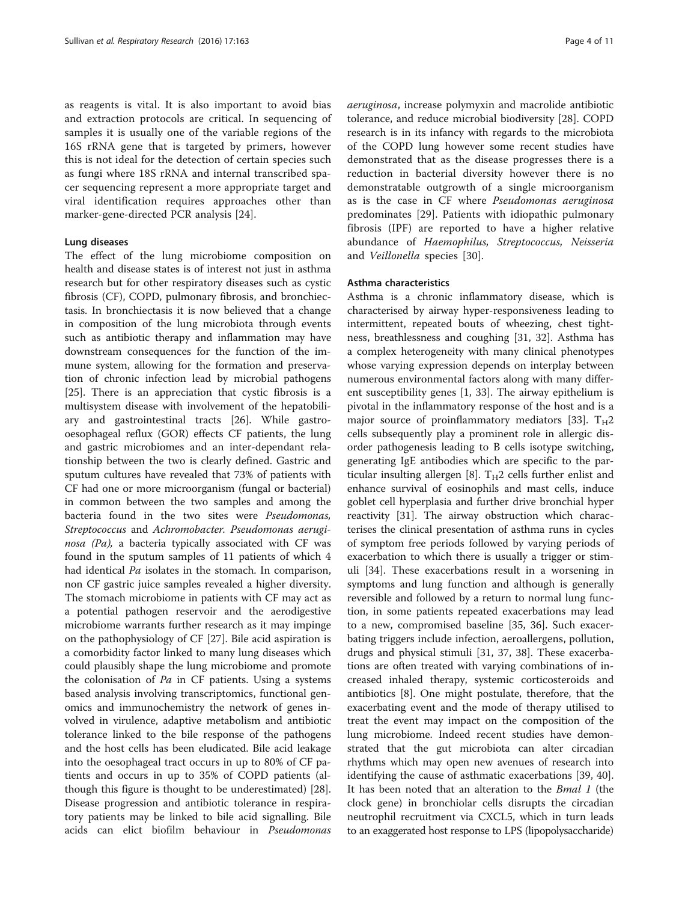as reagents is vital. It is also important to avoid bias and extraction protocols are critical. In sequencing of samples it is usually one of the variable regions of the 16S rRNA gene that is targeted by primers, however this is not ideal for the detection of certain species such as fungi where 18S rRNA and internal transcribed spacer sequencing represent a more appropriate target and viral identification requires approaches other than marker-gene-directed PCR analysis [24].

### Lung diseases

The effect of the lung microbiome composition on health and disease states is of interest not just in asthma research but for other respiratory diseases such as cystic fibrosis (CF), COPD, pulmonary fibrosis, and bronchiectasis. In bronchiectasis it is now believed that a change in composition of the lung microbiota through events such as antibiotic therapy and inflammation may have downstream consequences for the function of the immune system, allowing for the formation and preservation of chronic infection lead by microbial pathogens [25]. There is an appreciation that cystic fibrosis is a multisystem disease with involvement of the hepatobiliary and gastrointestinal tracts [26]. While gastro-oesophageal reflux (GOR) effects CF patients, the lung and gastric microbiomes and an inter-dependant relationship between the two is clearly defined. Gastric and sputum cultures have revealed that 73% of patients with CF had one or more microorganism (fungal or bacterial) in common between the two samples and among the bacteria found in the two sites were *Pseudomonas, Streptococcus* and *Achromobacter*. *Pseudomonas aeruginosa (Pa),* a bacteria typically associated with CF was found in the sputum samples of 11 patients of which 4 had identical *Pa* isolates in the stomach. In comparison, non CF gastric juice samples revealed a higher diversity. The stomach microbiome in patients with CF may act as a potential pathogen reservoir and the aerodigestive microbiome warrants further research as it may impinge on the pathophysiology of CF [27]. Bile acid aspiration is a comorbidity factor linked to many lung diseases which could plausibly shape the lung microbiome and promote the colonisation of *Pa* in CF patients. Using a systems based analysis involving transcriptomics, functional genomics and immunochemistry the network of genes involved in virulence, adaptive metabolism and antibiotic tolerance linked to the bile response of the pathogens and the host cells has been eludicated. Bile acid leakage into the oesophageal tract occurs in up to 80% of CF patients and occurs in up to 35% of COPD patients (although this figure is thought to be underestimated) [28]. Disease progression and antibiotic tolerance in respiratory patients may be linked to bile acid signalling. Bile acids can elict biofilm behaviour in *Pseudomonas aeruginosa*, increase polymyxin and macrolide antibiotic tolerance, and reduce microbial biodiversity [28]. COPD research is in its infancy with regards to the microbiota of the COPD lung however some recent studies have demonstrated that as the disease progresses there is a reduction in bacterial diversity however there is no demonstratable outgrowth of a single microorganism as is the case in CF where *Pseudomonas aeruginosa* predominates [29]. Patients with idiopathic pulmonary fibrosis (IPF) are reported to have a higher relative abundance of *Haemophilus, Streptococcus, Neisseria* and *Veillonella* species [30].

### Asthma characteristics

Asthma is a chronic inflammatory disease, which is characterised by airway hyper-responsiveness leading to intermittent, repeated bouts of wheezing, chest tightness, breathlessness and coughing [31, 32]. Asthma has a complex heterogeneity with many clinical phenotypes whose varying expression depends on interplay between numerous environmental factors along with many different susceptibility genes [1, 33]. The airway epithelium is pivotal in the inflammatory response of the host and is a major source of proinflammatory mediators [33]. $T_H2$ cells subsequently play a prominent role in allergic disorder pathogenesis leading to B cells isotype switching, generating IgE antibodies which are specific to the particular insulting allergen [8]. $T_H2$ cells further enlist and enhance survival of eosinophils and mast cells, induce goblet cell hyperplasia and further drive bronchial hyper reactivity [31]. The airway obstruction which characterises the clinical presentation of asthma runs in cycles of symptom free periods followed by varying periods of exacerbation to which there is usually a trigger or stimuli [34]. These exacerbations result in a worsening in symptoms and lung function and although is generally reversible and followed by a return to normal lung function, in some patients repeated exacerbations may lead to a new, compromised baseline [35, 36]. Such exacerbating triggers include infection, aeroallergens, pollution, drugs and physical stimuli [31, 37, 38]. These exacerbations are often treated with varying combinations of increased inhaled therapy, systemic corticosteroids and antibiotics [8]. One might postulate, therefore, that the exacerbating event and the mode of therapy utilised to treat the event may impact on the composition of the lung microbiome. Indeed recent studies have demonstrated that the gut microbiota can alter circadian rhythms which may open new avenues of research into identifying the cause of asthmatic exacerbations [39, 40]. It has been noted that an alteration to the *Bmal 1* (the clock gene) in bronchiolar cells disrupts the circadian neutrophil recruitment via CXCL5, which in turn leads to an exaggerated host response to LPS (lipopolysaccharide)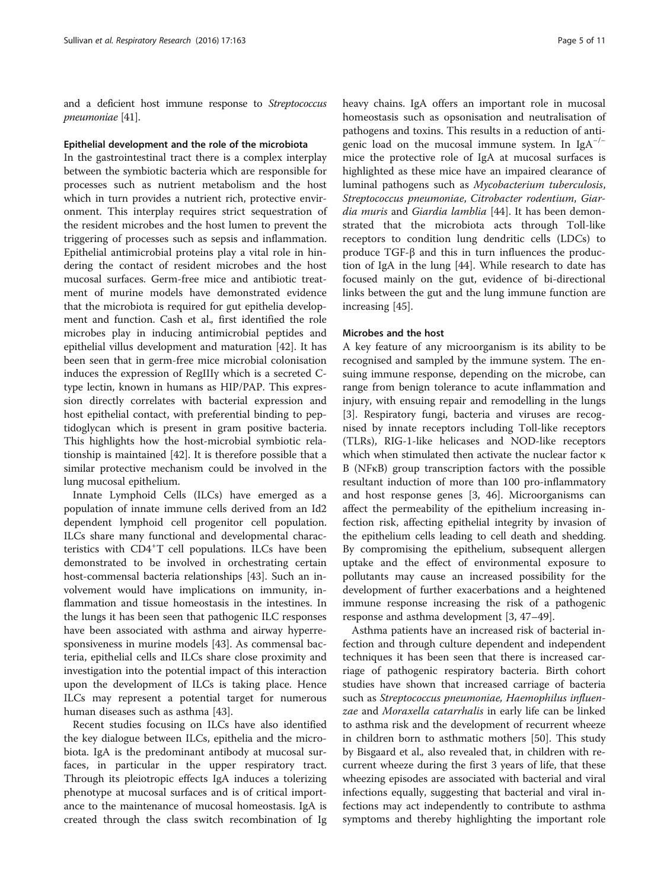and a deficient host immune response to *Streptococcus pneumoniae* [41].

### Epithelial development and the role of the microbiota

In the gastrointestinal tract there is a complex interplay between the symbiotic bacteria which are responsible for processes such as nutrient metabolism and the host which in turn provides a nutrient rich, protective environment. This interplay requires strict sequestration of the resident microbes and the host lumen to prevent the triggering of processes such as sepsis and inflammation. Epithelial antimicrobial proteins play a vital role in hindering the contact of resident microbes and the host mucosal surfaces. Germ-free mice and antibiotic treatment of murine models have demonstrated evidence that the microbiota is required for gut epithelia development and function. Cash et al., first identified the role microbes play in inducing antimicrobial peptides and epithelial villus development and maturation [42]. It has been seen that in germ-free mice microbial colonisation induces the expression of RegIIIγ which is a secreted C-type lectin, known in humans as HIP/PAP. This expression directly correlates with bacterial expression and host epithelial contact, with preferential binding to peptidoglycan which is present in gram positive bacteria. This highlights how the host-microbial symbiotic relationship is maintained [42]. It is therefore possible that a similar protective mechanism could be involved in the lung mucosal epithelium.

Innate Lymphoid Cells (ILCs) have emerged as a population of innate immune cells derived from an Id2 dependent lymphoid cell progenitor cell population. ILCs share many functional and developmental characteristics with $CD4^{+}$T cell populations. ILCs have been demonstrated to be involved in orchestrating certain host-commensal bacteria relationships [43]. Such an involvement would have implications on immunity, inflammation and tissue homeostasis in the intestines. In the lungs it has been seen that pathogenic ILC responses have been associated with asthma and airway hyperresponsiveness in murine models [43]. As commensal bacteria, epithelial cells and ILCs share close proximity and investigation into the potential impact of this interaction upon the development of ILCs is taking place. Hence ILCs may represent a potential target for numerous human diseases such as asthma [43].

Recent studies focusing on ILCs have also identified the key dialogue between ILCs, epithelia and the microbiota. IgA is the predominant antibody at mucosal surfaces, in particular in the upper respiratory tract. Through its pleiotropic effects IgA induces a tolerizing phenotype at mucosal surfaces and is of critical importance to the maintenance of mucosal homeostasis. IgA is created through the class switch recombination of Ig heavy chains. IgA offers an important role in mucosal homeostasis such as opsonisation and neutralisation of pathogens and toxins. This results in a reduction of antigenic load on the mucosal immune system. In $IgA^{-/-}$ mice the protective role of IgA at mucosal surfaces is highlighted as these mice have an impaired clearance of luminal pathogens such as *Mycobacterium tuberculosis*, *Streptococcus pneumoniae*, *Citrobacter rodentium*, *Giardia muris* and *Giardia lamblia* [44]. It has been demonstrated that the microbiota acts through Toll-like receptors to condition lung dendritic cells (LDCs) to produce TGF-β and this in turn influences the production of IgA in the lung [44]. While research to date has focused mainly on the gut, evidence of bi-directional links between the gut and the lung immune function are increasing [45].

### Microbes and the host

A key feature of any microorganism is its ability to be recognised and sampled by the immune system. The ensuing immune response, depending on the microbe, can range from benign tolerance to acute inflammation and injury, with ensuing repair and remodelling in the lungs [3]. Respiratory fungi, bacteria and viruses are recognised by innate receptors including Toll-like receptors (TLRs), RIG-1-like helicases and NOD-like receptors which when stimulated then activate the nuclear factor κ B (NFκB) group transcription factors with the possible resultant induction of more than 100 pro-inflammatory and host response genes [3, 46]. Microorganisms can affect the permeability of the epithelium increasing infection risk, affecting epithelial integrity by invasion of the epithelium cells leading to cell death and shedding. By compromising the epithelium, subsequent allergen uptake and the effect of environmental exposure to pollutants may cause an increased possibility for the development of further exacerbations and a heightened immune response increasing the risk of a pathogenic response and asthma development [3, 47–49].

Asthma patients have an increased risk of bacterial infection and through culture dependent and independent techniques it has been seen that there is increased carriage of pathogenic respiratory bacteria. Birth cohort studies have shown that increased carriage of bacteria such as *Streptococcus pneumoniae*, *Haemophilus influenzae* and *Moraxella catarrhalis* in early life can be linked to asthma risk and the development of recurrent wheeze in children born to asthmatic mothers [50]. This study by Bisgaard et al., also revealed that, in children with recurrent wheeze during the first 3 years of life, that these wheezing episodes are associated with bacterial and viral infections equally, suggesting that bacterial and viral infections may act independently to contribute to asthma symptoms and thereby highlighting the important role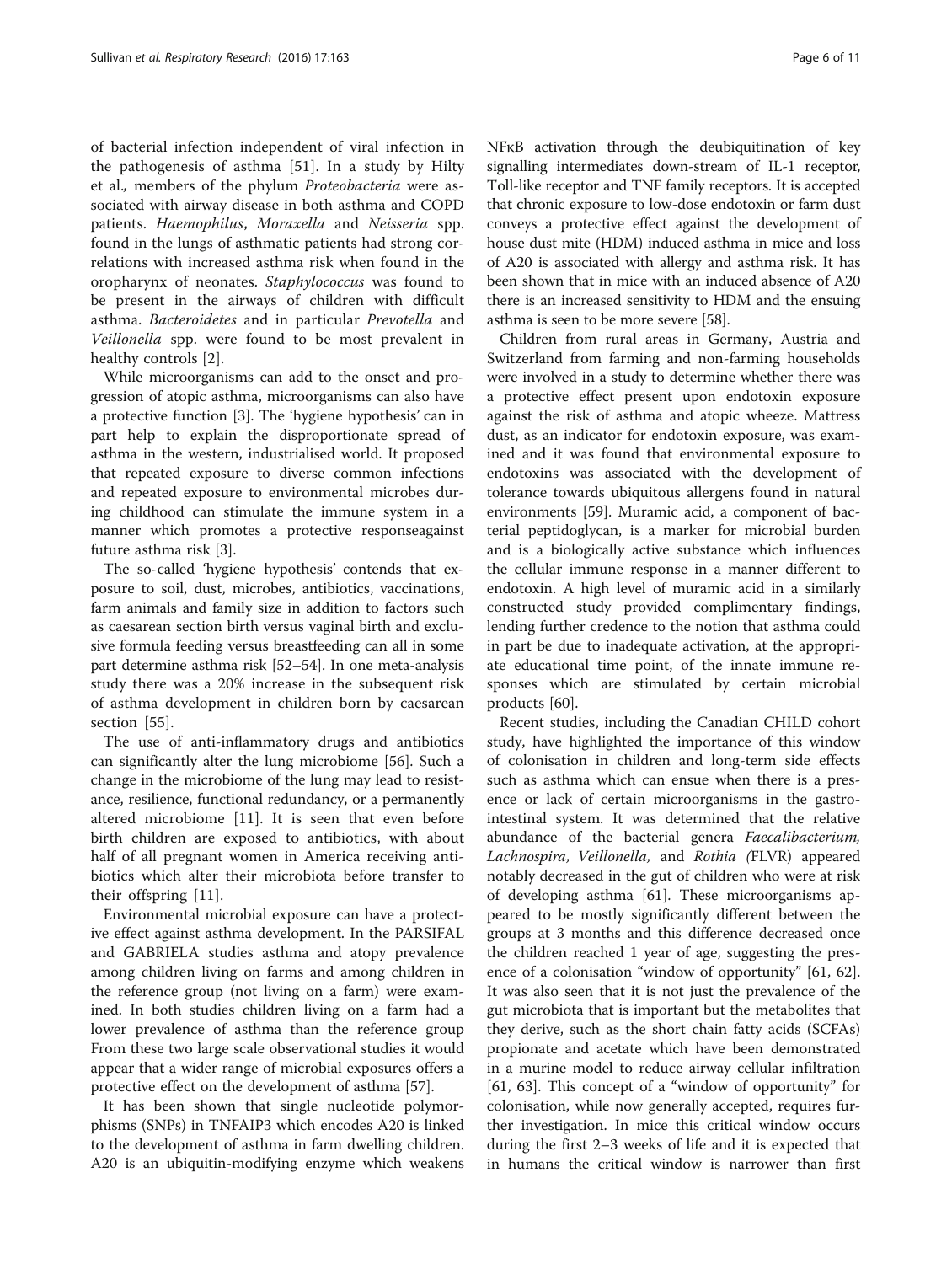of bacterial infection independent of viral infection in the pathogenesis of asthma [51]. In a study by Hilty et al., members of the phylum *Proteobacteria* were associated with airway disease in both asthma and COPD patients. *Haemophilus*, *Moraxella* and *Neisseria* spp. found in the lungs of asthmatic patients had strong correlations with increased asthma risk when found in the oropharynx of neonates. *Staphylococcus* was found to be present in the airways of children with difficult asthma. *Bacteroidetes* and in particular *Prevotella* and *Veillonella* spp. were found to be most prevalent in healthy controls [2].

While microorganisms can add to the onset and progression of atopic asthma, microorganisms can also have a protective function [3]. The 'hygiene hypothesis' can in part help to explain the disproportionate spread of asthma in the western, industrialised world. It proposed that repeated exposure to diverse common infections and repeated exposure to environmental microbes during childhood can stimulate the immune system in a manner which promotes a protective responseagainst future asthma risk [3].

The so-called 'hygiene hypothesis' contends that exposure to soil, dust, microbes, antibiotics, vaccinations, farm animals and family size in addition to factors such as caesarean section birth versus vaginal birth and exclusive formula feeding versus breastfeeding can all in some part determine asthma risk [52–54]. In one meta-analysis study there was a 20% increase in the subsequent risk of asthma development in children born by caesarean section [55].

The use of anti-inflammatory drugs and antibiotics can significantly alter the lung microbiome [56]. Such a change in the microbiome of the lung may lead to resistance, resilience, functional redundancy, or a permanently altered microbiome [11]. It is seen that even before birth children are exposed to antibiotics, with about half of all pregnant women in America receiving antibiotics which alter their microbiota before transfer to their offspring [11].

Environmental microbial exposure can have a protective effect against asthma development. In the PARSIFAL and GABRIELA studies asthma and atopy prevalence among children living on farms and among children in the reference group (not living on a farm) were examined. In both studies children living on a farm had a lower prevalence of asthma than the reference group From these two large scale observational studies it would appear that a wider range of microbial exposures offers a protective effect on the development of asthma [57].

It has been shown that single nucleotide polymorphisms (SNPs) in TNFAIP3 which encodes A20 is linked to the development of asthma in farm dwelling children. A20 is an ubiquitin-modifying enzyme which weakens NFκB activation through the deubiquitination of key signalling intermediates down-stream of IL-1 receptor, Toll-like receptor and TNF family receptors. It is accepted that chronic exposure to low-dose endotoxin or farm dust conveys a protective effect against the development of house dust mite (HDM) induced asthma in mice and loss of A20 is associated with allergy and asthma risk. It has been shown that in mice with an induced absence of A20 there is an increased sensitivity to HDM and the ensuing asthma is seen to be more severe [58].

Children from rural areas in Germany, Austria and Switzerland from farming and non-farming households were involved in a study to determine whether there was a protective effect present upon endotoxin exposure against the risk of asthma and atopic wheeze. Mattress dust, as an indicator for endotoxin exposure, was examined and it was found that environmental exposure to endotoxins was associated with the development of tolerance towards ubiquitous allergens found in natural environments [59]. Muramic acid, a component of bacterial peptidoglycan, is a marker for microbial burden and is a biologically active substance which influences the cellular immune response in a manner different to endotoxin. A high level of muramic acid in a similarly constructed study provided complimentary findings, lending further credence to the notion that asthma could in part be due to inadequate activation, at the appropriate educational time point, of the innate immune responses which are stimulated by certain microbial products [60].

Recent studies, including the Canadian CHILD cohort study, have highlighted the importance of this window of colonisation in children and long-term side effects such as asthma which can ensue when there is a presence or lack of certain microorganisms in the gastrointestinal system. It was determined that the relative abundance of the bacterial genera *Faecalibacterium, Lachnospira, Veillonella,* and *Rothia (*FLVR) appeared notably decreased in the gut of children who were at risk of developing asthma [61]. These microorganisms appeared to be mostly significantly different between the groups at 3 months and this difference decreased once the children reached 1 year of age, suggesting the presence of a colonisation "window of opportunity" [61, 62]. It was also seen that it is not just the prevalence of the gut microbiota that is important but the metabolites that they derive, such as the short chain fatty acids (SCFAs) propionate and acetate which have been demonstrated in a murine model to reduce airway cellular infiltration [61, 63]. This concept of a "window of opportunity" for colonisation, while now generally accepted, requires further investigation. In mice this critical window occurs during the first 2–3 weeks of life and it is expected that in humans the critical window is narrower than first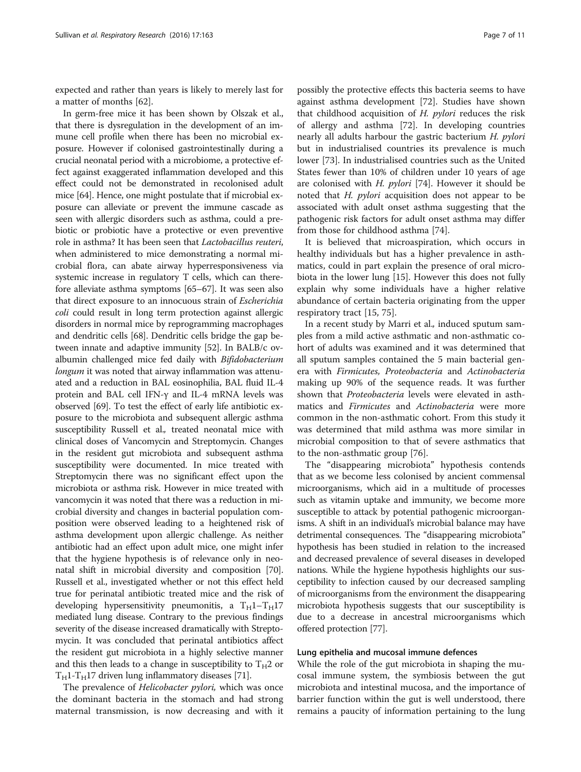expected and rather than years is likely to merely last for a matter of months [62].

In germ-free mice it has been shown by Olszak et al., that there is dysregulation in the development of an immune cell profile when there has been no microbial exposure. However if colonised gastrointestinally during a crucial neonatal period with a microbiome, a protective effect against exaggerated inflammation developed and this effect could not be demonstrated in recolonised adult mice [64]. Hence, one might postulate that if microbial exposure can alleviate or prevent the immune cascade as seen with allergic disorders such as asthma, could a prebiotic or probiotic have a protective or even preventive role in asthma? It has been seen that *Lactobacillus reuteri*, when administered to mice demonstrating a normal microbial flora, can abate airway hyperresponsiveness via systemic increase in regulatory T cells, which can therefore alleviate asthma symptoms [65–67]. It was seen also that direct exposure to an innocuous strain of *Escherichia coli* could result in long term protection against allergic disorders in normal mice by reprogramming macrophages and dendritic cells [68]. Dendritic cells bridge the gap between innate and adaptive immunity [52]. In BALB/c ovalbumin challenged mice fed daily with *Bifidobacterium longum* it was noted that airway inflammation was attenuated and a reduction in BAL eosinophilia, BAL fluid IL-4 protein and BAL cell IFN-γ and IL-4 mRNA levels was observed [69]. To test the effect of early life antibiotic exposure to the microbiota and subsequent allergic asthma susceptibility Russell et al., treated neonatal mice with clinical doses of Vancomycin and Streptomycin. Changes in the resident gut microbiota and subsequent asthma susceptibility were documented. In mice treated with Streptomycin there was no significant effect upon the microbiota or asthma risk. However in mice treated with vancomycin it was noted that there was a reduction in microbial diversity and changes in bacterial population composition were observed leading to a heightened risk of asthma development upon allergic challenge. As neither antibiotic had an effect upon adult mice, one might infer that the hygiene hypothesis is of relevance only in neonatal shift in microbial diversity and composition [70]. Russell et al., investigated whether or not this effect held true for perinatal antibiotic treated mice and the risk of developing hypersensitivity pneumonitis, a $T_H1$–$T_H17$ mediated lung disease. Contrary to the previous findings severity of the disease increased dramatically with Streptomycin. It was concluded that perinatal antibiotics affect the resident gut microbiota in a highly selective manner and this then leads to a change in susceptibility to $T_H2$ or $T_H1$-$T_H17$ driven lung inflammatory diseases [71].

The prevalence of *Helicobacter pylori*, which was once the dominant bacteria in the stomach and had strong maternal transmission, is now decreasing and with it possibly the protective effects this bacteria seems to have against asthma development [72]. Studies have shown that childhood acquisition of *H. pylori* reduces the risk of allergy and asthma [72]. In developing countries nearly all adults harbour the gastric bacterium *H. pylori* but in industrialised countries its prevalence is much lower [73]. In industrialised countries such as the United States fewer than 10% of children under 10 years of age are colonised with *H. pylori* [74]. However it should be noted that *H. pylori* acquisition does not appear to be associated with adult onset asthma suggesting that the pathogenic risk factors for adult onset asthma may differ from those for childhood asthma [74].

It is believed that microaspiration, which occurs in healthy individuals but has a higher prevalence in asthmatics, could in part explain the presence of oral microbiota in the lower lung [15]. However this does not fully explain why some individuals have a higher relative abundance of certain bacteria originating from the upper respiratory tract [15, 75].

In a recent study by Marri et al., induced sputum samples from a mild active asthmatic and non-asthmatic cohort of adults was examined and it was determined that all sputum samples contained the 5 main bacterial genera with *Firmicutes*, *Proteobacteria* and *Actinobacteria* making up 90% of the sequence reads. It was further shown that *Proteobacteria* levels were elevated in asthmatics and *Firmicutes* and *Actinobacteria* were more common in the non-asthmatic cohort. From this study it was determined that mild asthma was more similar in microbial composition to that of severe asthmatics that to the non-asthmatic group [76].

The "disappearing microbiota" hypothesis contends that as we become less colonised by ancient commensal microorganisms, which aid in a multitude of processes such as vitamin uptake and immunity, we become more susceptible to attack by potential pathogenic microorganisms. A shift in an individual's microbial balance may have detrimental consequences. The "disappearing microbiota" hypothesis has been studied in relation to the increased and decreased prevalence of several diseases in developed nations. While the hygiene hypothesis highlights our susceptibility to infection caused by our decreased sampling of microorganisms from the environment the disappearing microbiota hypothesis suggests that our susceptibility is due to a decrease in ancestral microorganisms which offered protection [77].

### Lung epithelia and mucosal immune defences

While the role of the gut microbiota in shaping the mucosal immune system, the symbiosis between the gut microbiota and intestinal mucosa, and the importance of barrier function within the gut is well understood, there remains a paucity of information pertaining to the lung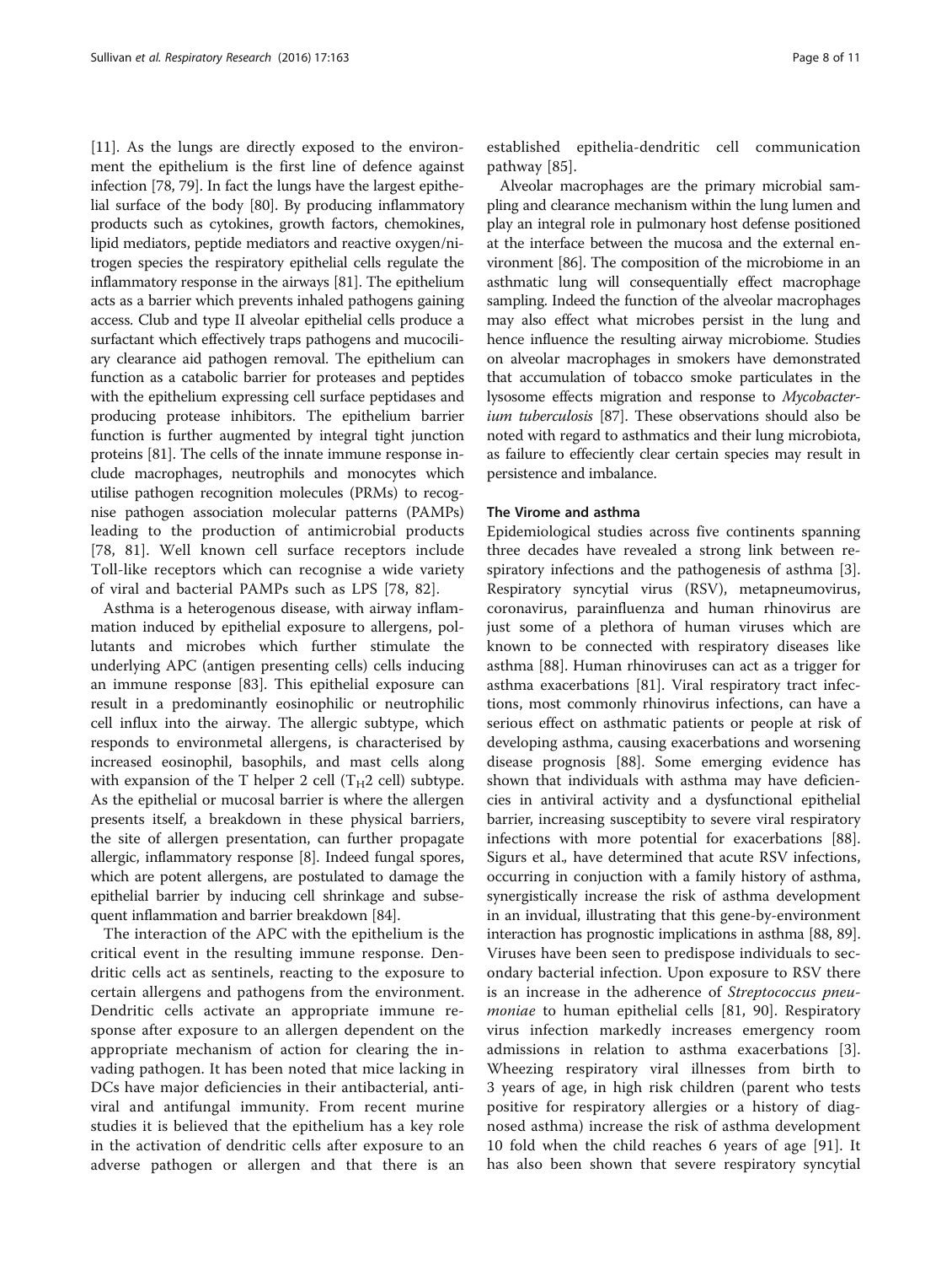[11]. As the lungs are directly exposed to the environment the epithelium is the first line of defence against infection [78, 79]. In fact the lungs have the largest epithelial surface of the body [80]. By producing inflammatory products such as cytokines, growth factors, chemokines, lipid mediators, peptide mediators and reactive oxygen/nitrogen species the respiratory epithelial cells regulate the inflammatory response in the airways [81]. The epithelium acts as a barrier which prevents inhaled pathogens gaining access. Club and type II alveolar epithelial cells produce a surfactant which effectively traps pathogens and mucociliary clearance aid pathogen removal. The epithelium can function as a catabolic barrier for proteases and peptides with the epithelium expressing cell surface peptidases and producing protease inhibitors. The epithelium barrier function is further augmented by integral tight junction proteins [81]. The cells of the innate immune response include macrophages, neutrophils and monocytes which utilise pathogen recognition molecules (PRMs) to recognise pathogen association molecular patterns (PAMPs) leading to the production of antimicrobial products [78, 81]. Well known cell surface receptors include Toll-like receptors which can recognise a wide variety of viral and bacterial PAMPs such as LPS [78, 82].

Asthma is a heterogenous disease, with airway inflammation induced by epithelial exposure to allergens, pollutants and microbes which further stimulate the underlying APC (antigen presenting cells) cells inducing an immune response [83]. This epithelial exposure can result in a predominantly eosinophilic or neutrophilic cell influx into the airway. The allergic subtype, which responds to environmetal allergens, is characterised by increased eosinophil, basophils, and mast cells along with expansion of the T helper 2 cell ($T_H2$ cell) subtype. As the epithelial or mucosal barrier is where the allergen presents itself, a breakdown in these physical barriers, the site of allergen presentation, can further propagate allergic, inflammatory response [8]. Indeed fungal spores, which are potent allergens, are postulated to damage the epithelial barrier by inducing cell shrinkage and subsequent inflammation and barrier breakdown [84].

The interaction of the APC with the epithelium is the critical event in the resulting immune response. Dendritic cells act as sentinels, reacting to the exposure to certain allergens and pathogens from the environment. Dendritic cells activate an appropriate immune response after exposure to an allergen dependent on the appropriate mechanism of action for clearing the invading pathogen. It has been noted that mice lacking in DCs have major deficiencies in their antibacterial, antiviral and antifungal immunity. From recent murine studies it is believed that the epithelium has a key role in the activation of dendritic cells after exposure to an adverse pathogen or allergen and that there is an established epithelia-dendritic cell communication pathway [85].

Alveolar macrophages are the primary microbial sampling and clearance mechanism within the lung lumen and play an integral role in pulmonary host defense positioned at the interface between the mucosa and the external environment [86]. The composition of the microbiome in an asthmatic lung will consequentially effect macrophage sampling. Indeed the function of the alveolar macrophages may also effect what microbes persist in the lung and hence influence the resulting airway microbiome. Studies on alveolar macrophages in smokers have demonstrated that accumulation of tobacco smoke particulates in the lysosome effects migration and response to *Mycobacterium tuberculosis* [87]. These observations should also be noted with regard to asthmatics and their lung microbiota, as failure to effeciently clear certain species may result in persistence and imbalance.

### The Virome and asthma

Epidemiological studies across five continents spanning three decades have revealed a strong link between respiratory infections and the pathogenesis of asthma [3]. Respiratory syncytial virus (RSV), metapneumovirus, coronavirus, parainfluenza and human rhinovirus are just some of a plethora of human viruses which are known to be connected with respiratory diseases like asthma [88]. Human rhinoviruses can act as a trigger for asthma exacerbations [81]. Viral respiratory tract infections, most commonly rhinovirus infections, can have a serious effect on asthmatic patients or people at risk of developing asthma, causing exacerbations and worsening disease prognosis [88]. Some emerging evidence has shown that individuals with asthma may have deficiencies in antiviral activity and a dysfunctional epithelial barrier, increasing susceptibility to severe viral respiratory infections with more potential for exacerbations [88]. Sigurs et al., have determined that acute RSV infections, occurring in conjuction with a family history of asthma, synergistically increase the risk of asthma development in an invidual, illustrating that this gene-by-environment interaction has prognostic implications in asthma [88, 89]. Viruses have been seen to predispose individuals to secondary bacterial infection. Upon exposure to RSV there is an increase in the adherence of *Streptococcus pneumoniae* to human epithelial cells [81, 90]. Respiratory virus infection markedly increases emergency room admissions in relation to asthma exacerbations [3]. Wheezing respiratory viral illnesses from birth to 3 years of age, in high risk children (parent who tests positive for respiratory allergies or a history of diagnosed asthma) increase the risk of asthma development 10 fold when the child reaches 6 years of age [91]. It has also been shown that severe respiratory syncytial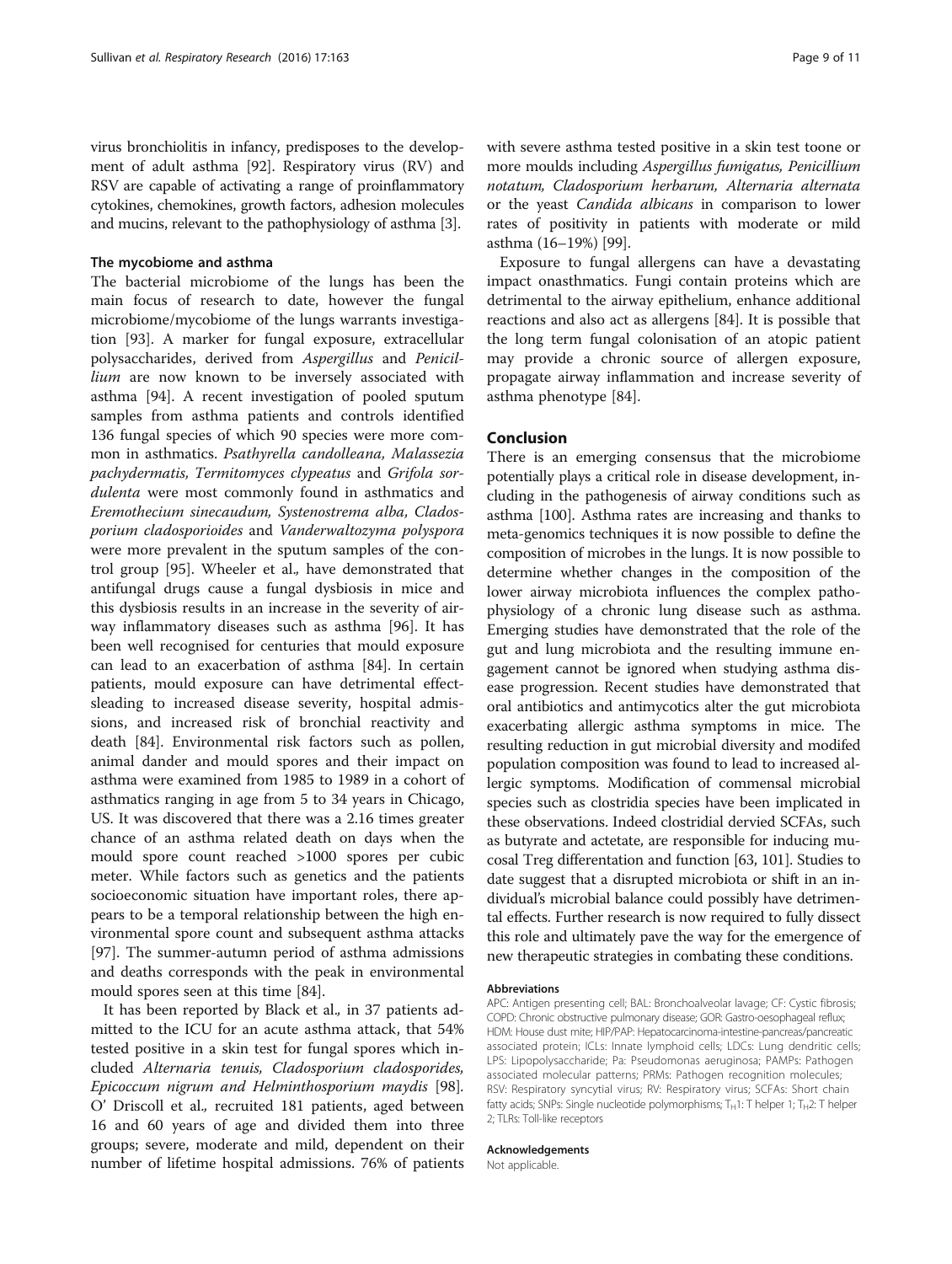virus bronchiolitis in infancy, predisposes to the development of adult asthma [92]. Respiratory virus (RV) and RSV are capable of activating a range of proinflammatory cytokines, chemokines, growth factors, adhesion molecules and mucins, relevant to the pathophysiology of asthma [3].

### The mycobiome and asthma

The bacterial microbiome of the lungs has been the main focus of research to date, however the fungal microbiome/mycobiome of the lungs warrants investigation [93]. A marker for fungal exposure, extracellular polysaccharides, derived from *Aspergillus* and *Penicillium* are now known to be inversely associated with asthma [94]. A recent investigation of pooled sputum samples from asthma patients and controls identified 136 fungal species of which 90 species were more common in asthmatics. *Psathyrella candolleana, Malassezia pachydermatis, Termitomyces clypeatus* and *Grifola sordulenta* were most commonly found in asthmatics and *Eremothecium sinecaudum, Systenostrema alba, Cladosporium cladosporioides* and *Vanderwaltozyma polyspora* were more prevalent in the sputum samples of the control group [95]. Wheeler et al., have demonstrated that antifungal drugs cause a fungal dysbiosis in mice and this dysbiosis results in an increase in the severity of airway inflammatory diseases such as asthma [96]. It has been well recognised for centuries that mould exposure can lead to an exacerbation of asthma [84]. In certain patients, mould exposure can have detrimental effectsleading to increased disease severity, hospital admissions, and increased risk of bronchial reactivity and death [84]. Environmental risk factors such as pollen, animal dander and mould spores and their impact on asthma were examined from 1985 to 1989 in a cohort of asthmatics ranging in age from 5 to 34 years in Chicago, US. It was discovered that there was a 2.16 times greater chance of an asthma related death on days when the mould spore count reached >1000 spores per cubic meter. While factors such as genetics and the patients socioeconomic situation have important roles, there appears to be a temporal relationship between the high environmental spore count and subsequent asthma attacks [97]. The summer-autumn period of asthma admissions and deaths corresponds with the peak in environmental mould spores seen at this time [84].

It has been reported by Black et al., in 37 patients admitted to the ICU for an acute asthma attack, that 54% tested positive in a skin test for fungal spores which included *Alternaria tenuis, Cladosporium cladosporides, Epicoccum nigrum and Helminthosporium maydis* [98]. O' Driscoll et al., recruited 181 patients, aged between 16 and 60 years of age and divided them into three groups; severe, moderate and mild, dependent on their number of lifetime hospital admissions. 76% of patients with severe asthma tested positive in a skin test toone or more moulds including *Aspergillus fumigatus, Penicillium notatum, Cladosporium herbarum, Alternaria alternata* or the yeast *Candida albicans* in comparison to lower rates of positivity in patients with moderate or mild asthma (16–19%) [99].

Exposure to fungal allergens can have a devastating impact onasthmatics. Fungi contain proteins which are detrimental to the airway epithelium, enhance additional reactions and also act as allergens [84]. It is possible that the long term fungal colonisation of an atopic patient may provide a chronic source of allergen exposure, propagate airway inflammation and increase severity of asthma phenotype [84].

## Conclusion

There is an emerging consensus that the microbiome potentially plays a critical role in disease development, including in the pathogenesis of airway conditions such as asthma [100]. Asthma rates are increasing and thanks to meta-genomics techniques it is now possible to define the composition of microbes in the lungs. It is now possible to determine whether changes in the composition of the lower airway microbiota influences the complex pathophysiology of a chronic lung disease such as asthma. Emerging studies have demonstrated that the role of the gut and lung microbiota and the resulting immune engagement cannot be ignored when studying asthma disease progression. Recent studies have demonstrated that oral antibiotics and antimycotics alter the gut microbiota exacerbating allergic asthma symptoms in mice. The resulting reduction in gut microbial diversity and modifed population composition was found to lead to increased allergic symptoms. Modification of commensal microbial species such as clostridia species have been implicated in these observations. Indeed clostridial dervied SCFAs, such as butyrate and actetate, are responsible for inducing mucosal Treg differentation and function [63, 101]. Studies to date suggest that a disrupted microbiota or shift in an individual's microbial balance could possibly have detrimental effects. Further research is now required to fully dissect this role and ultimately pave the way for the emergence of new therapeutic strategies in combating these conditions.

#### Abbreviations

APC: Antigen presenting cell; BAL: Bronchoalveolar lavage; CF: Cystic fibrosis; COPD: Chronic obstructive pulmonary disease; GOR: Gastro-oesophageal reflux; HDM: House dust mite; HIP/PAP: Hepatocarcinoma-intestine-pancreas/pancreatic associated protein; ICLs: Innate lymphoid cells; LDCs: Lung dendritic cells; LPS: Lipopolysaccharide; Pa: Pseudomonas aeruginosa; PAMPs: Pathogen associated molecular patterns; PRMs: Pathogen recognition molecules; RSV: Respiratory syncytial virus; RV: Respiratory virus; SCFAs: Short chain fatty acids; SNPs: Single nucleotide polymorphisms; $T_H1$: T helper 1; $T_H2$: T helper 2; TLRs: Toll-like receptors

#### Acknowledgements

Not applicable.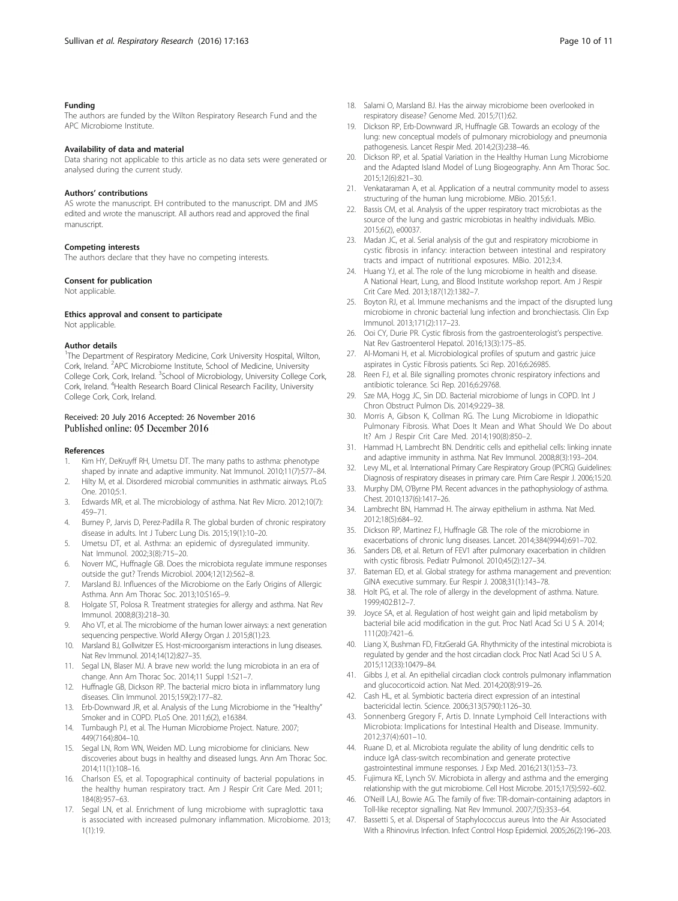### Funding

The authors are funded by the Wilton Respiratory Research Fund and the APC Microbiome Institute.

### Availability of data and material

Data sharing not applicable to this article as no data sets were generated or analysed during the current study.

### Authors' contributions

AS wrote the manuscript. EH contributed to the manuscript. DM and JMS edited and wrote the manuscript. All authors read and approved the final manuscript.

### Competing interests

The authors declare that they have no competing interests.

### Consent for publication

Not applicable.

### Ethics approval and consent to participate

Not applicable.

### Author details

[1]The Department of Respiratory Medicine, Cork University Hospital, Wilton, Cork, Ireland. [2]APC Microbiome Institute, School of Medicine, University College Cork, Cork, Ireland. [3]School of Microbiology, University College Cork, Cork, Ireland. [4]Health Research Board Clinical Research Facility, University College Cork, Cork, Ireland.

Received: 20 July 2016 Accepted: 26 November 2016
Published online: 05 December 2016

### References

1. Kim HY, DeKruyff RH, Umetsu DT. The many paths to asthma: phenotype shaped by innate and adaptive immunity. Nat Immunol. 2010;11(7):577–84.
2. Hilty M, et al. Disordered microbial communities in asthmatic airways. PLoS One. 2010;5:1.
3. Edwards MR, et al. The microbiology of asthma. Nat Rev Micro. 2012;10(7): 459–71.
4. Burney P, Jarvis D, Perez-Padilla R. The global burden of chronic respiratory disease in adults. Int J Tuberc Lung Dis. 2015;19(1):10–20.
5. Umetsu DT, et al. Asthma: an epidemic of dysregulated immunity. Nat Immunol. 2002;3(8):715–20.
6. Noverr MC, Huffnagle GB. Does the microbiota regulate immune responses outside the gut? Trends Microbiol. 2004;12(12):562–8.
7. Marsland BJ. Influences of the Microbiome on the Early Origins of Allergic Asthma. Ann Am Thorac Soc. 2013;10:S165–9.
8. Holgate ST, Polosa R. Treatment strategies for allergy and asthma. Nat Rev Immunol. 2008;8(3):218–30.
9. Aho VT, et al. The microbiome of the human lower airways: a next generation sequencing perspective. World Allergy Organ J. 2015;8(1):23.
10. Marsland BJ, Gollwitzer ES. Host-microorganism interactions in lung diseases. Nat Rev Immunol. 2014;14(12):827–35.
11. Segal LN, Blaser MJ. A brave new world: the lung microbiota in an era of change. Ann Am Thorac Soc. 2014;11 Suppl 1:S21–7.
12. Huffnagle GB, Dickson RP. The bacterial micro biota in inflammatory lung diseases. Clin Immunol. 2015;159(2):177–82.
13. Erb-Downward JR, et al. Analysis of the Lung Microbiome in the "Healthy" Smoker and in COPD. PLoS One. 2011;6(2), e16384.
14. Turnbaugh PJ, et al. The Human Microbiome Project. Nature. 2007; 449(7164):804–10.
15. Segal LN, Rom WN, Weiden MD. Lung microbiome for clinicians. New discoveries about bugs in healthy and diseased lungs. Ann Am Thorac Soc. 2014;11(1):108–16.
16. Charlson ES, et al. Topographical continuity of bacterial populations in the healthy human respiratory tract. Am J Respir Crit Care Med. 2011; 184(8):957–63.
17. Segal LN, et al. Enrichment of lung microbiome with supraglottic taxa is associated with increased pulmonary inflammation. Microbiome. 2013; 1(1):19.
18. Salami O, Marsland BJ. Has the airway microbiome been overlooked in respiratory disease? Genome Med. 2015;7(1):62.
19. Dickson RP, Erb-Downward JR, Huffnagle GB. Towards an ecology of the lung: new conceptual models of pulmonary microbiology and pneumonia pathogenesis. Lancet Respir Med. 2014;2(3):238–46.
20. Dickson RP, et al. Spatial Variation in the Healthy Human Lung Microbiome and the Adapted Island Model of Lung Biogeography. Ann Am Thorac Soc. 2015;12(6):821–30.
21. Venkataraman A, et al. Application of a neutral community model to assess structuring of the human lung microbiome. MBio. 2015;6:1.
22. Bassis CM, et al. Analysis of the upper respiratory tract microbiotas as the source of the lung and gastric microbiotas in healthy individuals. MBio. 2015;6(2), e00037.
23. Madan JC, et al. Serial analysis of the gut and respiratory microbiome in cystic fibrosis in infancy: interaction between intestinal and respiratory tracts and impact of nutritional exposures. MBio. 2012;3:4.
24. Huang YJ, et al. The role of the lung microbiome in health and disease. A National Heart, Lung, and Blood Institute workshop report. Am J Respir Crit Care Med. 2013;187(12):1382–7.
25. Boyton RJ, et al. Immune mechanisms and the impact of the disrupted lung microbiome in chronic bacterial lung infection and bronchiectasis. Clin Exp Immunol. 2013;171(2):117–23.
26. Ooi CY, Durie PR. Cystic fibrosis from the gastroenterologist's perspective. Nat Rev Gastroenterol Hepatol. 2016;13(3):175–85.
27. Al-Momani H, et al. Microbiological profiles of sputum and gastric juice aspirates in Cystic Fibrosis patients. Sci Rep. 2016;6:26985.
28. Reen FJ, et al. Bile signalling promotes chronic respiratory infections and antibiotic tolerance. Sci Rep. 2016;6:29768.
29. Sze MA, Hogg JC, Sin DD. Bacterial microbiome of lungs in COPD. Int J Chron Obstruct Pulmon Dis. 2014;9:229–38.
30. Morris A, Gibson K, Collman RG. The Lung Microbiome in Idiopathic Pulmonary Fibrosis. What Does It Mean and What Should We Do about It? Am J Respir Crit Care Med. 2014;190(8):850–2.
31. Hammad H, Lambrecht BN. Dendritic cells and epithelial cells: linking innate and adaptive immunity in asthma. Nat Rev Immunol. 2008;8(3):193–204.
32. Levy ML, et al. International Primary Care Respiratory Group (IPCRG) Guidelines: Diagnosis of respiratory diseases in primary care. Prim Care Respir J. 2006;15:20.
33. Murphy DM, O'Byrne PM. Recent advances in the pathophysiology of asthma. Chest. 2010;137(6):1417–26.
34. Lambrecht BN, Hammad H. The airway epithelium in asthma. Nat Med. 2012;18(5):684–92.
35. Dickson RP, Martinez FJ, Huffnagle GB. The role of the microbiome in exacerbations of chronic lung diseases. Lancet. 2014;384(9944):691–702.
36. Sanders DB, et al. Return of FEV1 after pulmonary exacerbation in children with cystic fibrosis. Pediatr Pulmonol. 2010;45(2):127–34.
37. Bateman ED, et al. Global strategy for asthma management and prevention: GINA executive summary. Eur Respir J. 2008;31(1):143–78.
38. Holt PG, et al. The role of allergy in the development of asthma. Nature. 1999;402:B12–7.
39. Joyce SA, et al. Regulation of host weight gain and lipid metabolism by bacterial bile acid modification in the gut. Proc Natl Acad Sci U S A. 2014; 111(20):7421–6.
40. Liang X, Bushman FD, FitzGerald GA. Rhythmicity of the intestinal microbiota is regulated by gender and the host circadian clock. Proc Natl Acad Sci U S A. 2015;112(33):10479–84.
41. Gibbs J, et al. An epithelial circadian clock controls pulmonary inflammation and glucocorticoid action. Nat Med. 2014;20(8):919–26.
42. Cash HL, et al. Symbiotic bacteria direct expression of an intestinal bactericidal lectin. Science. 2006;313(5790):1126–30.
43. Sonnenberg Gregory F, Artis D. Innate Lymphoid Cell Interactions with Microbiota: Implications for Intestinal Health and Disease. Immunity. 2012;37(4):601–10.
44. Ruane D, et al. Microbiota regulate the ability of lung dendritic cells to induce IgA class-switch recombination and generate protective gastrointestinal immune responses. J Exp Med. 2016;213(1):53–73.
45. Fujimura KE, Lynch SV. Microbiota in allergy and asthma and the emerging relationship with the gut microbiome. Cell Host Microbe. 2015;17(5):592–602.
46. O'Neill LAJ, Bowie AG. The family of five: TIR-domain-containing adaptors in Toll-like receptor signalling. Nat Rev Immunol. 2007;7(5):353–64.
47. Bassetti S, et al. Dispersal of Staphylococcus aureus Into the Air Associated With a Rhinovirus Infection. Infect Control Hosp Epidemiol. 2005;26(2):196–203.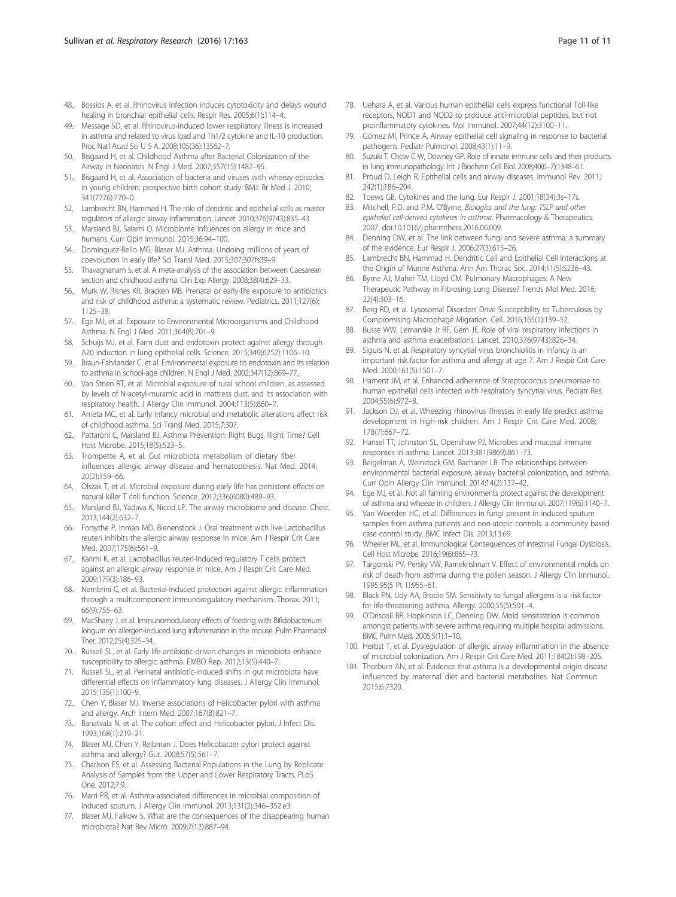48. Bossios A, et al. Rhinovirus infection induces cytotoxicity and delays wound healing in bronchial epithelial cells. Respir Res. 2005;6(1):114–4.
49. Message SD, et al. Rhinovirus-induced lower respiratory illness is increased in asthma and related to virus load and Th1/2 cytokine and IL-10 production. Proc Natl Acad Sci U S A. 2008;105(36):13562–7.
50. Bisgaard H, et al. Childhood Asthma after Bacterial Colonization of the Airway in Neonates. N Engl J Med. 2007;357(15):1487–95.
51. Bisgaard H, et al. Association of bacteria and viruses with wheezy episodes in young children: prospective birth cohort study. BMJ: Br Med J. 2010; 341(7776):770–0.
52. Lambrecht BN, Hammad H. The role of dendritic and epithelial cells as master regulators of allergic airway inflammation. Lancet. 2010;376(9743):835–43.
53. Marsland BJ, Salami O. Microbiome influences on allergy in mice and humans. Curr Opin Immunol. 2015;36:94–100.
54. Dominguez-Bello MG, Blaser MJ. Asthma: Undoing millions of years of coevolution in early life? Sci Transl Med. 2015;307:307fs39–9.
55. Thavagnanam S, et al. A meta-analysis of the association between Caesarean section and childhood asthma. Clin Exp Allergy. 2008;38(4):629–33.
56. Murk W, Risnes KR, Bracken MB. Prenatal or early-life exposure to antibiotics and risk of childhood asthma: a systematic review. Pediatrics. 2011;127(6): 1125–38.
57. Ege MJ, et al. Exposure to Environmental Microorganisms and Childhood Asthma. N Engl J Med. 2011;364(8):701–9.
58. Schuijs MJ, et al. Farm dust and endotoxin protect against allergy through A20 induction in lung epithelial cells. Science. 2015;349(6252):1106–10.
59. Braun-Fahrländer C, et al. Environmental exposure to endotoxin and its relation to asthma in school-age children. N Engl J Med. 2002;347(12):869–77.
60. Van Strien RT, et al. Microbial exposure of rural school children, as assessed by levels of N-acetyl-muramic acid in mattress dust, and its association with respiratory health. J Allergy Clin Immunol. 2004;113(5):860–7.
61. Arrieta MC, et al. Early infancy microbial and metabolic alterations affect risk of childhood asthma. Sci Transl Med. 2015;7:307.
62. Pattaroni C, Marsland BJ. Asthma Prevention: Right Bugs, Right Time? Cell Host Microbe. 2015;18(5):523–5.
63. Trompette A, et al. Gut microbiota metabolism of dietary fiber influences allergic airway disease and hematopoiesis. Nat Med. 2014; 20(2):159–66.
64. Olszak T, et al. Microbial exposure during early life has persistent effects on natural killer T cell function. Science. 2012;336(6080):489–93.
65. Marsland BJ, Yadava K, Nicod LP. The airway microbiome and disease. Chest. 2013;144(2):632–7.
66. Forsythe P, Inman MD, Bienenstock J. Oral treatment with live Lactobacillus reuteri inhibits the allergic airway response in mice. Am J Respir Crit Care Med. 2007;175(6):561–9.
67. Karimi K, et al. Lactobacillus reuteri-induced regulatory T cells protect against an allergic airway response in mice. Am J Respir Crit Care Med. 2009;179(3):186–93.
68. Nembrini C, et al. Bacterial-induced protection against allergic inflammation through a multicomponent immunoregulatory mechanism. Thorax. 2011; 66(9):755–63.
69. MacSharry J, et al. Immunomodulatory effects of feeding with Bifidobacterium longum on allergen-induced lung inflammation in the mouse. Pulm Pharmacol Ther. 2012;25(4):325–34.
70. Russell SL, et al. Early life antibiotic-driven changes in microbiota enhance susceptibility to allergic asthma. EMBO Rep. 2012;13(5):440–7.
71. Russell SL, et al. Perinatal antibiotic-induced shifts in gut microbiota have differential effects on inflammatory lung diseases. J Allergy Clin Immunol. 2015;135(1):100–9.
72. Chen Y, Blaser MJ. Inverse associations of Helicobacter pylori with asthma and allergy. Arch Intern Med. 2007;167(8):821–7.
73. Banatvala N, et al. The cohort effect and Helicobacter pylori. J Infect Dis. 1993;168(1):219–21.
74. Blaser MJ, Chen Y, Reibman J. Does Helicobacter pylori protect against asthma and allergy? Gut. 2008;57(5):561–7.
75. Charlson ES, et al. Assessing Bacterial Populations in the Lung by Replicate Analysis of Samples from the Upper and Lower Respiratory Tracts. PLoS One. 2012;7:9.
76. Marri PR, et al. Asthma-associated differences in microbial composition of induced sputum. J Allergy Clin Immunol. 2013;131(2):346–352.e3.
77. Blaser MJ, Falkow S. What are the consequences of the disappearing human microbiota? Nat Rev Micro. 2009;7(12):887–94.
78. Uehara A, et al. Various human epithelial cells express functional Toll-like receptors, NOD1 and NOD2 to produce anti-microbial peptides, but not proinflammatory cytokines. Mol Immunol. 2007;44(12):3100–11.
79. Gómez MI, Prince A. Airway epithelial cell signaling in response to bacterial pathogens. Pediatr Pulmonol. 2008;43(1):11–9.
80. Suzuki T, Chow C-W, Downey GP. Role of innate immune cells and their products in lung immunopathology. Int J Biochem Cell Biol. 2008;40(6–7):1348–61.
81. Proud D, Leigh R. Epithelial cells and airway diseases. Immunol Rev. 2011; 242(1):186–204.
82. Toews GB. Cytokines and the lung. Eur Respir J. 2001;18(34):3s–17s.
83. Mitchell, P.D. and P.M. O'Byrne, *Biologics and the lung: TSLP and other epithelial cell-derived cytokines in asthma.* Pharmacology & Therapeutics. 2007. doi:10.1016/j.pharmthera.2016.06.009.
84. Denning DW, et al. The link between fungi and severe asthma: a summary of the evidence. Eur Respir J. 2006;27(3):615–26.
85. Lambrecht BN, Hammad H. Dendritic Cell and Epithelial Cell Interactions at the Origin of Murine Asthma. Ann Am Thorac Soc. 2014;11(5):S236–43.
86. Byrne AJ, Maher TM, Lloyd CM. Pulmonary Macrophages: A New Therapeutic Pathway in Fibrosing Lung Disease? Trends Mol Med. 2016; 22(4):303–16.
87. Berg RD, et al. Lysosomal Disorders Drive Susceptibility to Tuberculosis by Compromising Macrophage Migration. Cell. 2016;165(1):139–52.
88. Busse WW, Lemanske Jr RF, Gern JE. Role of viral respiratory infections in asthma and asthma exacerbations. Lancet. 2010;376(9743):826–34.
89. Sigurs N, et al. Respiratory syncytial virus bronchiolitis in infancy is an important risk factor for asthma and allergy at age 7. Am J Respir Crit Care Med. 2000;161(5):1501–7.
90. Hament JM, et al. Enhanced adherence of Streptococcus pneumoniae to human epithelial cells infected with respiratory syncytial virus. Pediatr Res. 2004;55(6):972–8.
91. Jackson DJ, et al. Wheezing rhinovirus illnesses in early life predict asthma development in high-risk children. Am J Respir Crit Care Med. 2008; 178(7):667–72.
92. Hansel TT, Johnston SL, Openshaw PJ. Microbes and mucosal immune responses in asthma. Lancet. 2013;381(9869):861–73.
93. Beigelman A, Weinstock GM, Bacharier LB. The relationships between environmental bacterial exposure, airway bacterial colonization, and asthma. Curr Opin Allergy Clin Immunol. 2014;14(2):137–42.
94. Ege MJ, et al. Not all farming environments protect against the development of asthma and wheeze in children. J Allergy Clin Immunol. 2007;119(5):1140–7.
95. Van Woerden HC, et al. Differences in fungi present in induced sputum samples from asthma patients and non-atopic controls: a community based case control study. BMC Infect Dis. 2013;13:69.
96. Wheeler ML, et al. Immunological Consequences of Intestinal Fungal Dysbiosis. Cell Host Microbe. 2016;19(6):865–73.
97. Targonski PV, Persky VW, Ramekrishnan V. Effect of environmental molds on risk of death from asthma during the pollen season. J Allergy Clin Immunol. 1995;95(5 Pt 1):955–61.
98. Black PN, Udy AA, Brodie SM. Sensitivity to fungal allergens is a risk factor for life-threatening asthma. Allergy. 2000;55(5):501–4.
99. O'Driscoll BR, Hopkinson LC, Denning DW. Mold sensitization is common amongst patients with severe asthma requiring multiple hospital admissions. BMC Pulm Med. 2005;5(1):1–10.
100. Herbst T, et al. Dysregulation of allergic airway inflammation in the absence of microbial colonization. Am J Respir Crit Care Med. 2011;184(2):198–205.
101. Thorburn AN, et al. Evidence that asthma is a developmental origin disease influenced by maternal diet and bacterial metabolites. Nat Commun. 2015;6:7320.